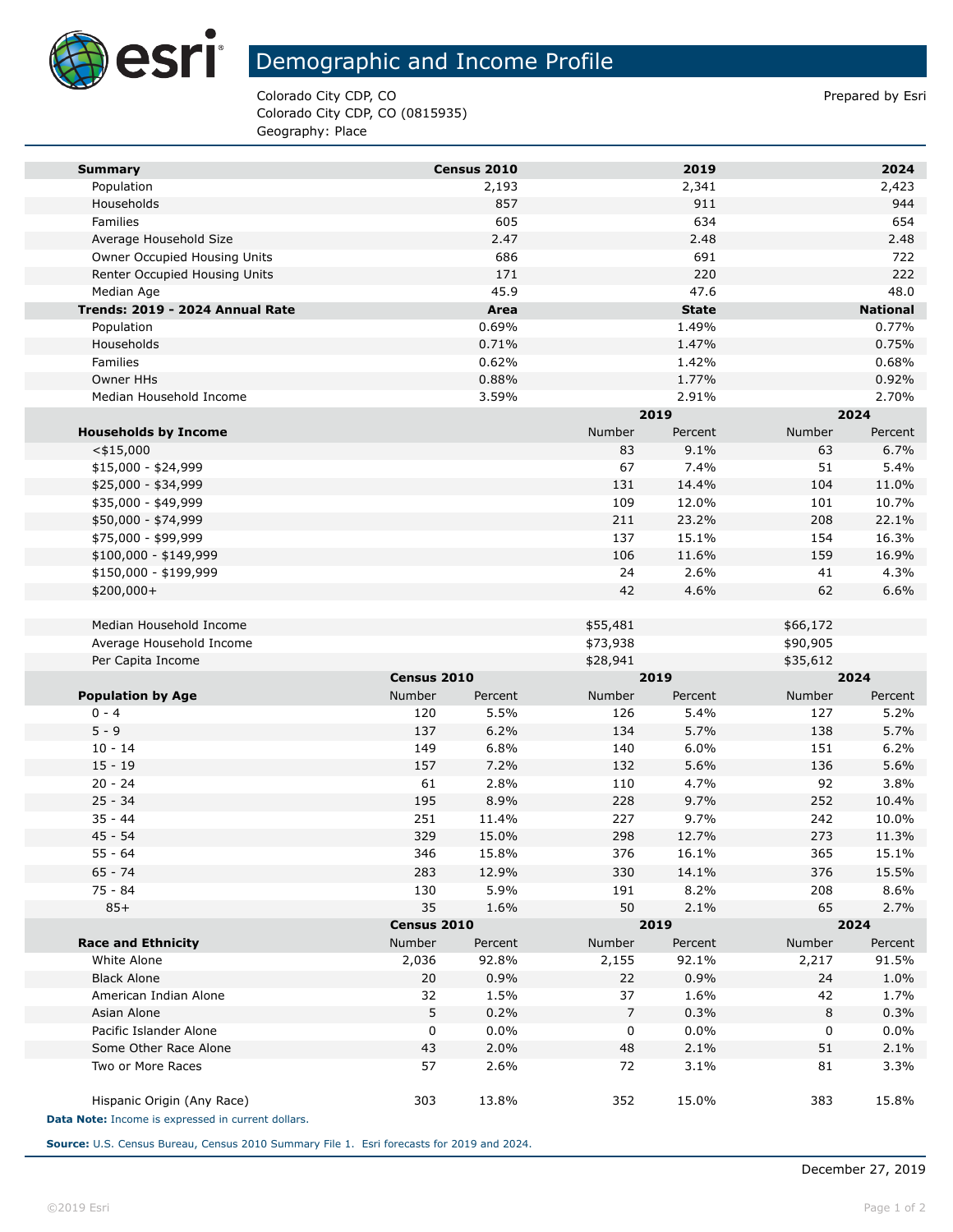# Demographic and Income Profile

Colorado City CDP, CO
Colorado City CDP, CO (0815935)
Geography: Place

Prepared by Esri

| Summary | Census 2010 | 2019 | 2024 |
|---|---|---|---|
| Population | 2,193 | 2,341 | 2,423 |
| Households | 857 | 911 | 944 |
| Families | 605 | 634 | 654 |
| Average Household Size | 2.47 | 2.48 | 2.48 |
| Owner Occupied Housing Units | 686 | 691 | 722 |
| Renter Occupied Housing Units | 171 | 220 | 222 |
| Median Age | 45.9 | 47.6 | 48.0 |

| Trends: 2019 - 2024 Annual Rate | Area | State | National |
|---|---|---|---|
| Population | 0.69% | 1.49% | 0.77% |
| Households | 0.71% | 1.47% | 0.75% |
| Families | 0.62% | 1.42% | 0.68% |
| Owner HHs | 0.88% | 1.77% | 0.92% |
| Median Household Income | 3.59% | 2.91% | 2.70% |

| | 2019 | | 2024 | |
|---|---|---|---|---|
| Households by Income | Number | Percent | Number | Percent |
| <$15,000 | 83 | 9.1% | 63 | 6.7% |
| $15,000 - $24,999 | 67 | 7.4% | 51 | 5.4% |
| $25,000 - $34,999 | 131 | 14.4% | 104 | 11.0% |
| $35,000 - $49,999 | 109 | 12.0% | 101 | 10.7% |
| $50,000 - $74,999 | 211 | 23.2% | 208 | 22.1% |
| $75,000 - $99,999 | 137 | 15.1% | 154 | 16.3% |
| $100,000 - $149,999 | 106 | 11.6% | 159 | 16.9% |
| $150,000 - $199,999 | 24 | 2.6% | 41 | 4.3% |
| $200,000+ | 42 | 4.6% | 62 | 6.6% |
| | | | | |
| Median Household Income | $55,481 | | $66,172 | |
| Average Household Income | $73,938 | | $90,905 | |
| Per Capita Income | $28,941 | | $35,612 | |

| | Census 2010 | | 2019 | | 2024 | |
|---|---|---|---|---|---|---|
| Population by Age | Number | Percent | Number | Percent | Number | Percent |
| 0 - 4 | 120 | 5.5% | 126 | 5.4% | 127 | 5.2% |
| 5 - 9 | 137 | 6.2% | 134 | 5.7% | 138 | 5.7% |
| 10 - 14 | 149 | 6.8% | 140 | 6.0% | 151 | 6.2% |
| 15 - 19 | 157 | 7.2% | 132 | 5.6% | 136 | 5.6% |
| 20 - 24 | 61 | 2.8% | 110 | 4.7% | 92 | 3.8% |
| 25 - 34 | 195 | 8.9% | 228 | 9.7% | 252 | 10.4% |
| 35 - 44 | 251 | 11.4% | 227 | 9.7% | 242 | 10.0% |
| 45 - 54 | 329 | 15.0% | 298 | 12.7% | 273 | 11.3% |
| 55 - 64 | 346 | 15.8% | 376 | 16.1% | 365 | 15.1% |
| 65 - 74 | 283 | 12.9% | 330 | 14.1% | 376 | 15.5% |
| 75 - 84 | 130 | 5.9% | 191 | 8.2% | 208 | 8.6% |
| 85+ | 35 | 1.6% | 50 | 2.1% | 65 | 2.7% |

| | Census 2010 | | 2019 | | 2024 | |
|---|---|---|---|---|---|---|
| Race and Ethnicity | Number | Percent | Number | Percent | Number | Percent |
| White Alone | 2,036 | 92.8% | 2,155 | 92.1% | 2,217 | 91.5% |
| Black Alone | 20 | 0.9% | 22 | 0.9% | 24 | 1.0% |
| American Indian Alone | 32 | 1.5% | 37 | 1.6% | 42 | 1.7% |
| Asian Alone | 5 | 0.2% | 7 | 0.3% | 8 | 0.3% |
| Pacific Islander Alone | 0 | 0.0% | 0 | 0.0% | 0 | 0.0% |
| Some Other Race Alone | 43 | 2.0% | 48 | 2.1% | 51 | 2.1% |
| Two or More Races | 57 | 2.6% | 72 | 3.1% | 81 | 3.3% |
| | | | | | | |
| Hispanic Origin (Any Race) | 303 | 13.8% | 352 | 15.0% | 383 | 15.8% |

**Data Note:** Income is expressed in current dollars.

**Source:** U.S. Census Bureau, Census 2010 Summary File 1. Esri forecasts for 2019 and 2024.

December 27, 2019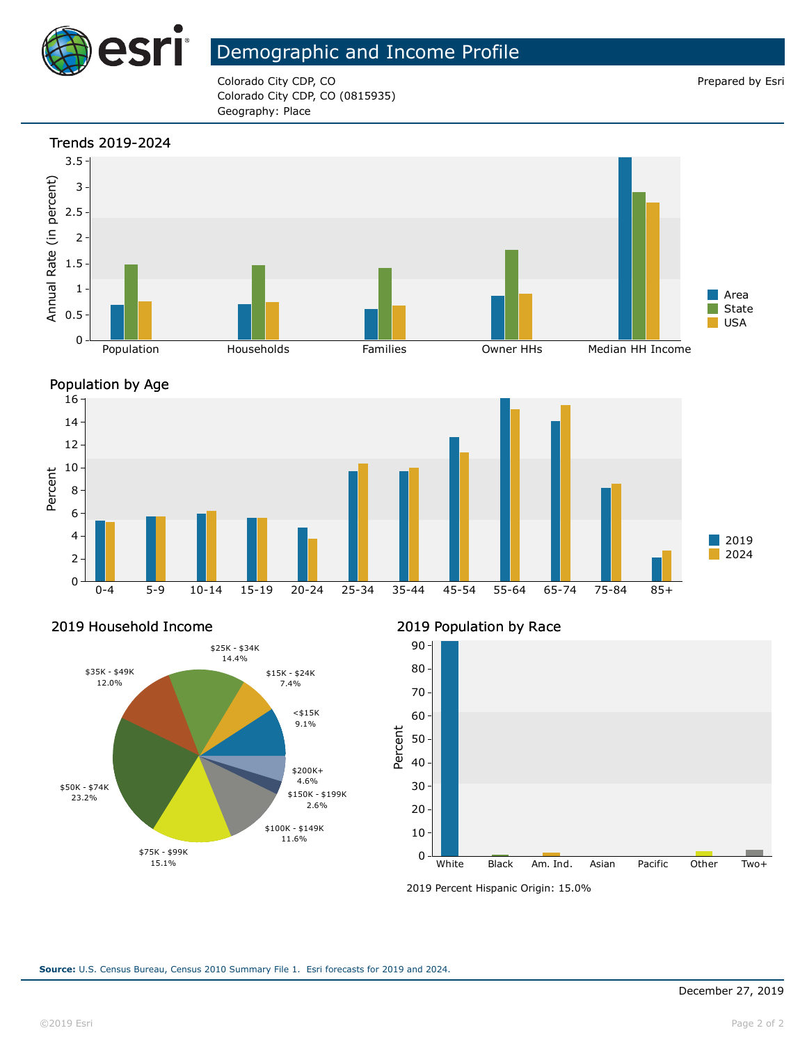# Demographic and Income Profile

Colorado City CDP, CO
Colorado City CDP, CO (0815935)
Geography: Place

Prepared by Esri

## Trends 2019-2024

Annual Rate (in percent)

3.5
3
2.5
2
1.5
1
0.5
0

Population
Households
Families
Owner HHs
Median HH Income

Area
State
USA

## Population by Age

Percent

16
14
12
10
8
6
4
2
0

0-4
5-9
10-14
15-19
20-24
25-34
35-44
45-54
55-64
65-74
75-84
85+

2019
2024

## 2019 Household Income

$25K - $34K 14.4%
$15K - $24K 7.4%
<$15K 9.1%
$35K - $49K 12.0%
$200K+ 4.6%
$150K - $199K 2.6%
$50K - $74K 23.2%
$100K - $149K 11.6%
$75K - $99K 15.1%

## 2019 Population by Race

Percent

90
80
70
60
50
40
30
20
10
0

White
Black
Am. Ind.
Asian
Pacific
Other
Two+

2019 Percent Hispanic Origin: 15.0%

**Source:** U.S. Census Bureau, Census 2010 Summary File 1. Esri forecasts for 2019 and 2024.

December 27, 2019